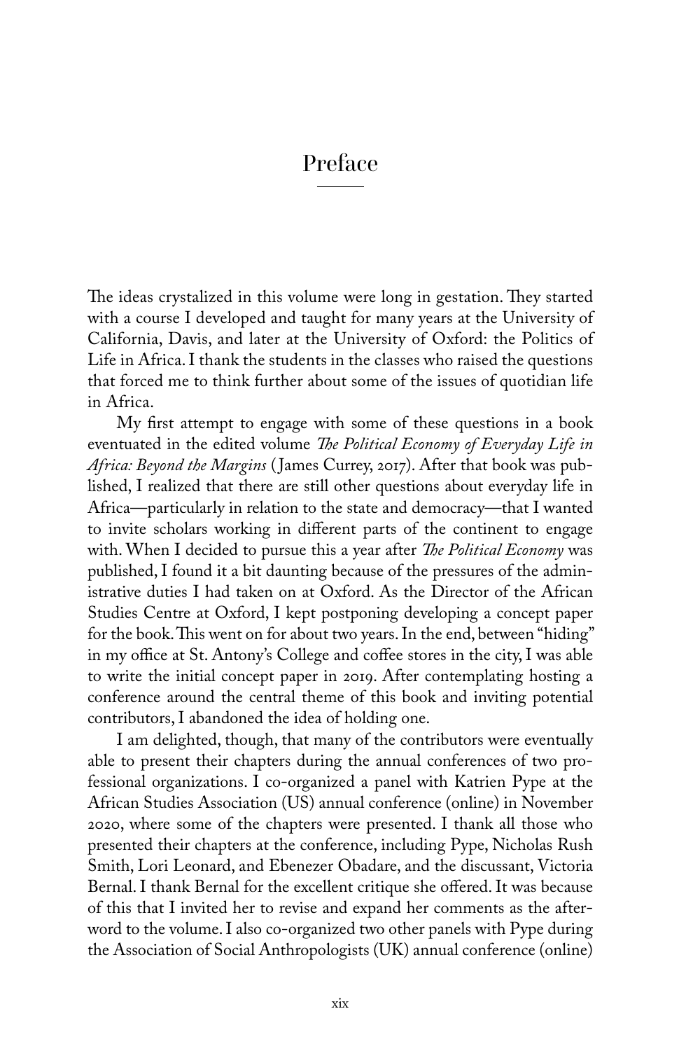# Preface

The ideas crystalized in this volume were long in gestation. They started with a course I developed and taught for many years at the University of California, Davis, and later at the University of Oxford: the Politics of Life in Africa. I thank the students in the classes who raised the questions that forced me to think further about some of the issues of quotidian life in Africa.

My first attempt to engage with some of these questions in a book eventuated in the edited volume *The Political Economy of Everyday Life in Africa: Beyond the Margins* (James Currey, 2017). After that book was published, I realized that there are still other questions about everyday life in Africa—particularly in relation to the state and democracy—that I wanted to invite scholars working in different parts of the continent to engage with. When I decided to pursue this a year after *The Political Economy* was published, I found it a bit daunting because of the pressures of the administrative duties I had taken on at Oxford. As the Director of the African Studies Centre at Oxford, I kept postponing developing a concept paper for the book. This went on for about two years. In the end, between "hiding" in my office at St. Antony's College and coffee stores in the city, I was able to write the initial concept paper in 2019. After contemplating hosting a conference around the central theme of this book and inviting potential contributors, I abandoned the idea of holding one.

I am delighted, though, that many of the contributors were eventually able to present their chapters during the annual conferences of two professional organizations. I co-organized a panel with Katrien Pype at the African Studies Association (US) annual conference (online) in November 2020, where some of the chapters were presented. I thank all those who presented their chapters at the conference, including Pype, Nicholas Rush Smith, Lori Leonard, and Ebenezer Obadare, and the discussant, Victoria Bernal. I thank Bernal for the excellent critique she offered. It was because of this that I invited her to revise and expand her comments as the afterword to the volume. I also co-organized two other panels with Pype during the Association of Social Anthropologists (UK) annual conference (online)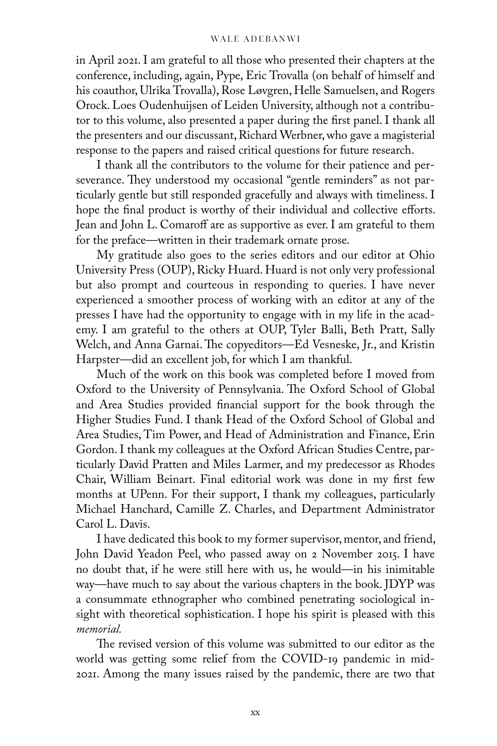in April 2021. I am grateful to all those who presented their chapters at the conference, including, again, Pype, Eric Trovalla (on behalf of himself and his coauthor, Ulrika Trovalla), Rose Løvgren, Helle Samuelsen, and Rogers Orock. Loes Oudenhuijsen of Leiden University, although not a contributor to this volume, also presented a paper during the first panel. I thank all the presenters and our discussant, Richard Werbner, who gave a magisterial response to the papers and raised critical questions for future research.

I thank all the contributors to the volume for their patience and perseverance. They understood my occasional "gentle reminders" as not particularly gentle but still responded gracefully and always with timeliness. I hope the final product is worthy of their individual and collective efforts. Jean and John L. Comaroff are as supportive as ever. I am grateful to them for the preface—written in their trademark ornate prose.

My gratitude also goes to the series editors and our editor at Ohio University Press (OUP), Ricky Huard. Huard is not only very professional but also prompt and courteous in responding to queries. I have never experienced a smoother process of working with an editor at any of the presses I have had the opportunity to engage with in my life in the academy. I am grateful to the others at OUP, Tyler Balli, Beth Pratt, Sally Welch, and Anna Garnai. The copyeditors—Ed Vesneske, Jr., and Kristin Harpster—did an excellent job, for which I am thankful.

Much of the work on this book was completed before I moved from Oxford to the University of Pennsylvania. The Oxford School of Global and Area Studies provided financial support for the book through the Higher Studies Fund. I thank Head of the Oxford School of Global and Area Studies, Tim Power, and Head of Administration and Finance, Erin Gordon. I thank my colleagues at the Oxford African Studies Centre, particularly David Pratten and Miles Larmer, and my predecessor as Rhodes Chair, William Beinart. Final editorial work was done in my first few months at UPenn. For their support, I thank my colleagues, particularly Michael Hanchard, Camille Z. Charles, and Department Administrator Carol L. Davis.

I have dedicated this book to my former supervisor, mentor, and friend, John David Yeadon Peel, who passed away on 2 November 2015. I have no doubt that, if he were still here with us, he would—in his inimitable way—have much to say about the various chapters in the book. JDYP was a consummate ethnographer who combined penetrating sociological insight with theoretical sophistication. I hope his spirit is pleased with this *memorial*.

The revised version of this volume was submitted to our editor as the world was getting some relief from the COVID-19 pandemic in mid-2021. Among the many issues raised by the pandemic, there are two that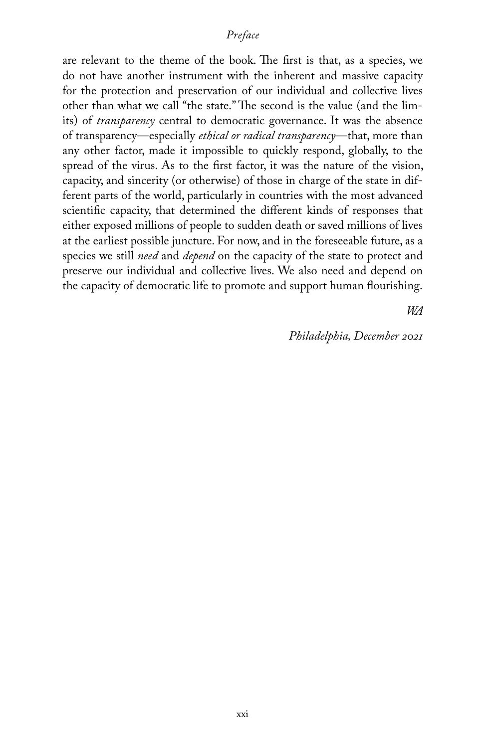are relevant to the theme of the book. The first is that, as a species, we do not have another instrument with the inherent and massive capacity for the protection and preservation of our individual and collective lives other than what we call "the state." The second is the value (and the limits) of *transparency* central to democratic governance. It was the absence of transparency—especially *ethical or radical transparency*—that, more than any other factor, made it impossible to quickly respond, globally, to the spread of the virus. As to the first factor, it was the nature of the vision, capacity, and sincerity (or otherwise) of those in charge of the state in different parts of the world, particularly in countries with the most advanced scientific capacity, that determined the different kinds of responses that either exposed millions of people to sudden death or saved millions of lives at the earliest possible juncture. For now, and in the foreseeable future, as a species we still *need* and *depend* on the capacity of the state to protect and preserve our individual and collective lives. We also need and depend on the capacity of democratic life to promote and support human flourishing.

*WA*

*Philadelphia, December 2021*